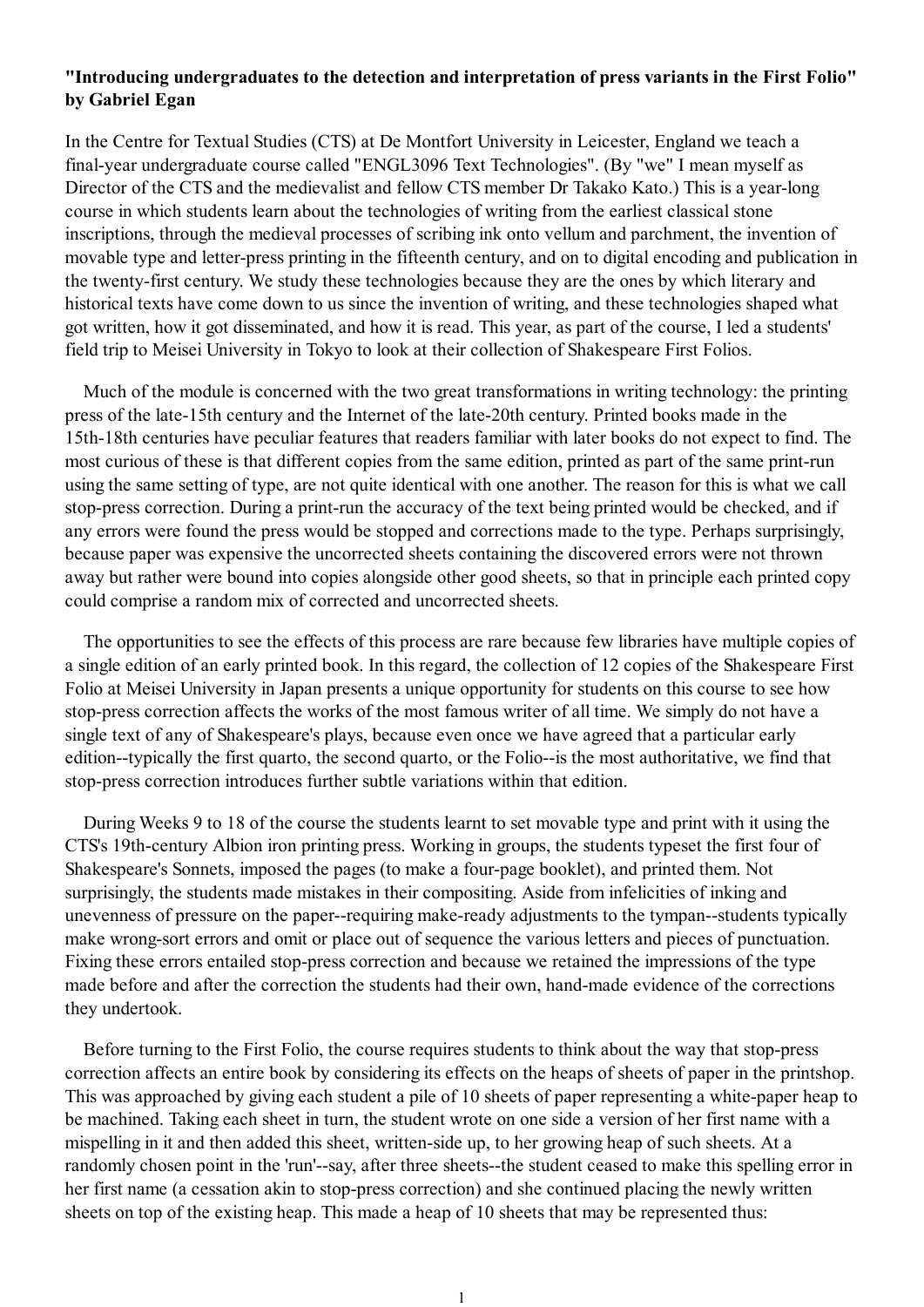**"Introducing undergraduates to the detection and interpretation of press variants in the First Folio" by Gabriel Egan**

In the Centre for Textual Studies (CTS) at De Montfort University in Leicester, England we teach a final-year undergraduate course called "ENGL3096 Text Technologies". (By "we" I mean myself as Director of the CTS and the medievalist and fellow CTS member Dr Takako Kato.) This is a year-long course in which students learn about the technologies of writing from the earliest classical stone inscriptions, through the medieval processes of scribing ink onto vellum and parchment, the invention of movable type and letter-press printing in the fifteenth century, and on to digital encoding and publication in the twenty-first century. We study these technologies because they are the ones by which literary and historical texts have come down to us since the invention of writing, and these technologies shaped what got written, how it got disseminated, and how it is read. This year, as part of the course, I led a students' field trip to Meisei University in Tokyo to look at their collection of Shakespeare First Folios.

Much of the module is concerned with the two great transformations in writing technology: the printing press of the late-15th century and the Internet of the late-20th century. Printed books made in the 15th-18th centuries have peculiar features that readers familiar with later books do not expect to find. The most curious of these is that different copies from the same edition, printed as part of the same print-run using the same setting of type, are not quite identical with one another. The reason for this is what we call stop-press correction. During a print-run the accuracy of the text being printed would be checked, and if any errors were found the press would be stopped and corrections made to the type. Perhaps surprisingly, because paper was expensive the uncorrected sheets containing the discovered errors were not thrown away but rather were bound into copies alongside other good sheets, so that in principle each printed copy could comprise a random mix of corrected and uncorrected sheets.

The opportunities to see the effects of this process are rare because few libraries have multiple copies of a single edition of an early printed book. In this regard, the collection of 12 copies of the Shakespeare First Folio at Meisei University in Japan presents a unique opportunity for students on this course to see how stop-press correction affects the works of the most famous writer of all time. We simply do not have a single text of any of Shakespeare's plays, because even once we have agreed that a particular early edition--typically the first quarto, the second quarto, or the Folio--is the most authoritative, we find that stop-press correction introduces further subtle variations within that edition.

During Weeks 9 to 18 of the course the students learnt to set movable type and print with it using the CTS's 19th-century Albion iron printing press. Working in groups, the students typeset the first four of Shakespeare's Sonnets, imposed the pages (to make a four-page booklet), and printed them. Not surprisingly, the students made mistakes in their compositing. Aside from infelicities of inking and unevenness of pressure on the paper--requiring make-ready adjustments to the tympan--students typically make wrong-sort errors and omit or place out of sequence the various letters and pieces of punctuation. Fixing these errors entailed stop-press correction and because we retained the impressions of the type made before and after the correction the students had their own, hand-made evidence of the corrections they undertook.

Before turning to the First Folio, the course requires students to think about the way that stop-press correction affects an entire book by considering its effects on the heaps of sheets of paper in the printshop. This was approached by giving each student a pile of 10 sheets of paper representing a white-paper heap to be machined. Taking each sheet in turn, the student wrote on one side a version of her first name with a mispelling in it and then added this sheet, written-side up, to her growing heap of such sheets. At a randomly chosen point in the 'run'--say, after three sheets--the student ceased to make this spelling error in her first name (a cessation akin to stop-press correction) and she continued placing the newly written sheets on top of the existing heap. This made a heap of 10 sheets that may be represented thus: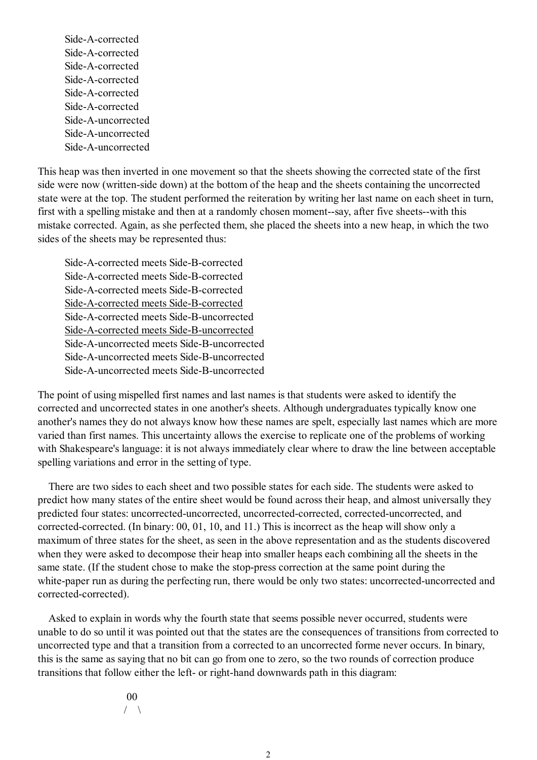Side-A-corrected
Side-A-corrected
Side-A-corrected
Side-A-corrected
Side-A-corrected
Side-A-corrected
Side-A-uncorrected
Side-A-uncorrected
Side-A-uncorrected

This heap was then inverted in one movement so that the sheets showing the corrected state of the first side were now (written-side down) at the bottom of the heap and the sheets containing the uncorrected state were at the top. The student performed the reiteration by writing her last name on each sheet in turn, first with a spelling mistake and then at a randomly chosen moment--say, after five sheets--with this mistake corrected. Again, as she perfected them, she placed the sheets into a new heap, in which the two sides of the sheets may be represented thus:

Side-A-corrected meets Side-B-corrected
Side-A-corrected meets Side-B-corrected
Side-A-corrected meets Side-B-corrected
<u>Side-A-corrected meets Side-B-corrected</u>
Side-A-corrected meets Side-B-uncorrected
<u>Side-A-corrected meets Side-B-uncorrected</u>
Side-A-uncorrected meets Side-B-uncorrected
Side-A-uncorrected meets Side-B-uncorrected
Side-A-uncorrected meets Side-B-uncorrected

The point of using mispelled first names and last names is that students were asked to identify the corrected and uncorrected states in one another's sheets. Although undergraduates typically know one another's names they do not always know how these names are spelt, especially last names which are more varied than first names. This uncertainty allows the exercise to replicate one of the problems of working with Shakespeare's language: it is not always immediately clear where to draw the line between acceptable spelling variations and error in the setting of type.

There are two sides to each sheet and two possible states for each side. The students were asked to predict how many states of the entire sheet would be found across their heap, and almost universally they predicted four states: uncorrected-uncorrected, uncorrected-corrected, corrected-uncorrected, and corrected-corrected. (In binary: 00, 01, 10, and 11.) This is incorrect as the heap will show only a maximum of three states for the sheet, as seen in the above representation and as the students discovered when they were asked to decompose their heap into smaller heaps each combining all the sheets in the same state. (If the student chose to make the stop-press correction at the same point during the white-paper run as during the perfecting run, there would be only two states: uncorrected-uncorrected and corrected-corrected).

Asked to explain in words why the fourth state that seems possible never occurred, students were unable to do so until it was pointed out that the states are the consequences of transitions from corrected to uncorrected type and that a transition from a corrected to an uncorrected forme never occurs. In binary, this is the same as saying that no bit can go from one to zero, so the two rounds of correction produce transitions that follow either the left- or right-hand downwards path in this diagram:

```
 00
/  \
```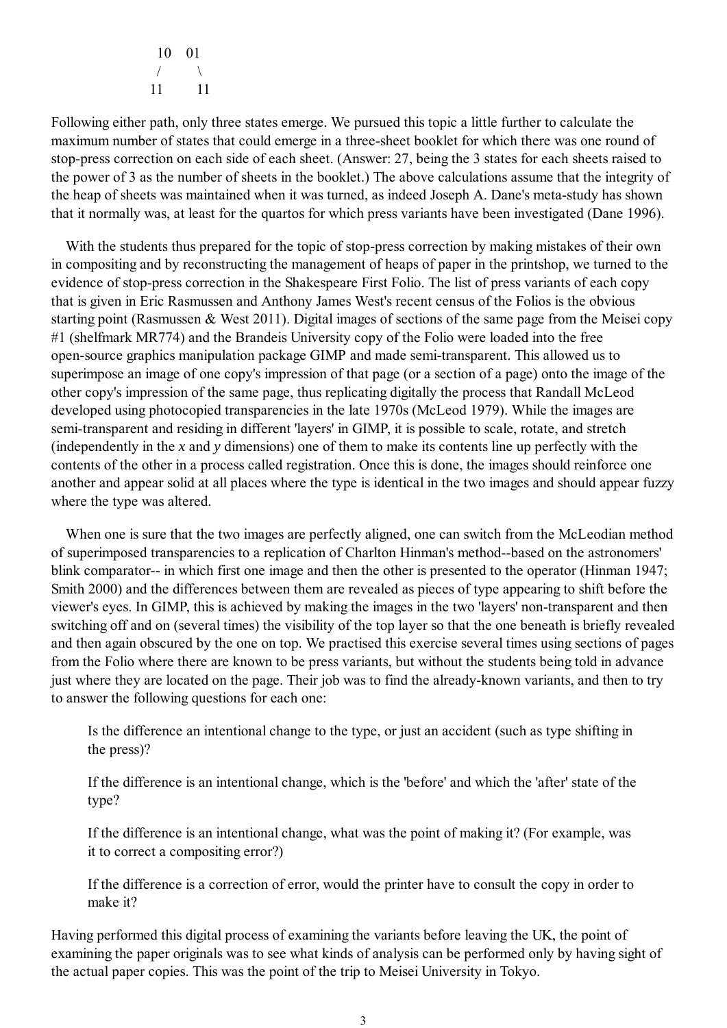```
  10    01
 /        \
11         11
```

Following either path, only three states emerge. We pursued this topic a little further to calculate the maximum number of states that could emerge in a three-sheet booklet for which there was one round of stop-press correction on each side of each sheet. (Answer: 27, being the 3 states for each sheets raised to the power of 3 as the number of sheets in the booklet.) The above calculations assume that the integrity of the heap of sheets was maintained when it was turned, as indeed Joseph A. Dane's meta-study has shown that it normally was, at least for the quartos for which press variants have been investigated (Dane 1996).

With the students thus prepared for the topic of stop-press correction by making mistakes of their own in compositing and by reconstructing the management of heaps of paper in the printshop, we turned to the evidence of stop-press correction in the Shakespeare First Folio. The list of press variants of each copy that is given in Eric Rasmussen and Anthony James West's recent census of the Folios is the obvious starting point (Rasmussen & West 2011). Digital images of sections of the same page from the Meisei copy #1 (shelfmark MR774) and the Brandeis University copy of the Folio were loaded into the free open-source graphics manipulation package GIMP and made semi-transparent. This allowed us to superimpose an image of one copy's impression of that page (or a section of a page) onto the image of the other copy's impression of the same page, thus replicating digitally the process that Randall McLeod developed using photocopied transparencies in the late 1970s (McLeod 1979). While the images are semi-transparent and residing in different 'layers' in GIMP, it is possible to scale, rotate, and stretch (independently in the *x* and *y* dimensions) one of them to make its contents line up perfectly with the contents of the other in a process called registration. Once this is done, the images should reinforce one another and appear solid at all places where the type is identical in the two images and should appear fuzzy where the type was altered.

When one is sure that the two images are perfectly aligned, one can switch from the McLeodian method of superimposed transparencies to a replication of Charlton Hinman's method--based on the astronomers' blink comparator-- in which first one image and then the other is presented to the operator (Hinman 1947; Smith 2000) and the differences between them are revealed as pieces of type appearing to shift before the viewer's eyes. In GIMP, this is achieved by making the images in the two 'layers' non-transparent and then switching off and on (several times) the visibility of the top layer so that the one beneath is briefly revealed and then again obscured by the one on top. We practised this exercise several times using sections of pages from the Folio where there are known to be press variants, but without the students being told in advance just where they are located on the page. Their job was to find the already-known variants, and then to try to answer the following questions for each one:

> Is the difference an intentional change to the type, or just an accident (such as type shifting in the press)?
>
> If the difference is an intentional change, which is the 'before' and which the 'after' state of the type?
>
> If the difference is an intentional change, what was the point of making it? (For example, was it to correct a compositing error?)
>
> If the difference is a correction of error, would the printer have to consult the copy in order to make it?

Having performed this digital process of examining the variants before leaving the UK, the point of examining the paper originals was to see what kinds of analysis can be performed only by having sight of the actual paper copies. This was the point of the trip to Meisei University in Tokyo.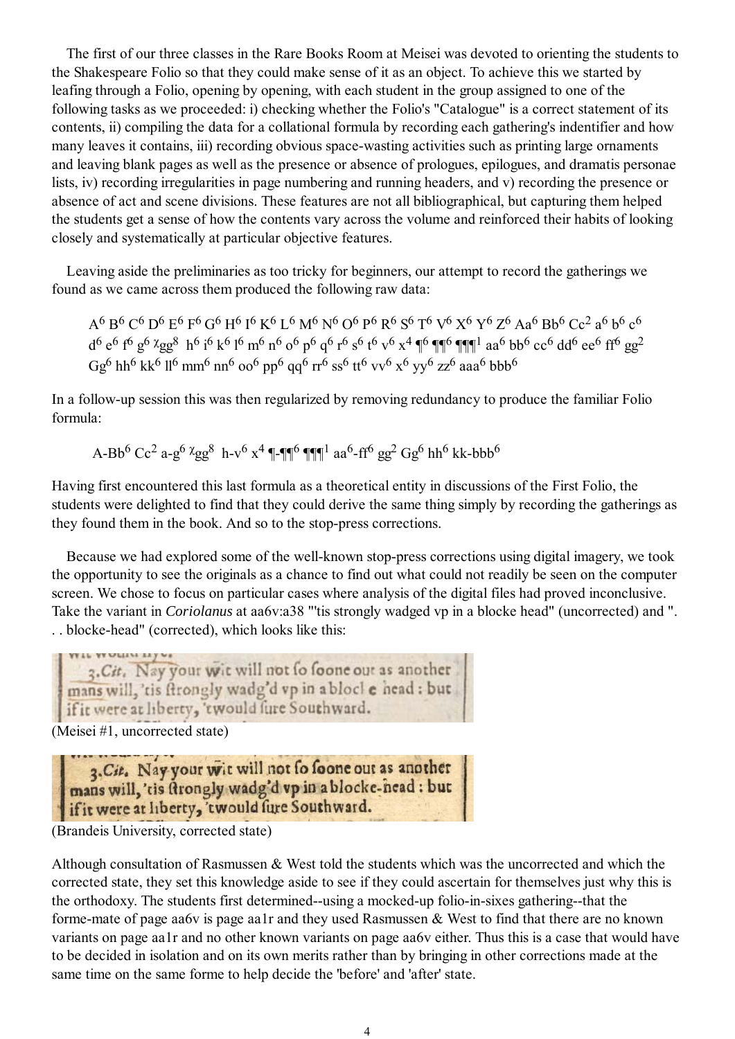The first of our three classes in the Rare Books Room at Meisei was devoted to orienting the students to the Shakespeare Folio so that they could make sense of it as an object. To achieve this we started by leafing through a Folio, opening by opening, with each student in the group assigned to one of the following tasks as we proceeded: i) checking whether the Folio's "Catalogue" is a correct statement of its contents, ii) compiling the data for a collational formula by recording each gathering's indentifier and how many leaves it contains, iii) recording obvious space-wasting activities such as printing large ornaments and leaving blank pages as well as the presence or absence of prologues, epilogues, and dramatis personae lists, iv) recording irregularities in page numbering and running headers, and v) recording the presence or absence of act and scene divisions. These features are not all bibliographical, but capturing them helped the students get a sense of how the contents vary across the volume and reinforced their habits of looking closely and systematically at particular objective features.

Leaving aside the preliminaries as too tricky for beginners, our attempt to record the gatherings we found as we came across them produced the following raw data:

> A$^6$ B$^6$ C$^6$ D$^6$ E$^6$ F$^6$ G$^6$ H$^6$ I$^6$ K$^6$ L$^6$ M$^6$ N$^6$ O$^6$ P$^6$ R$^6$ S$^6$ T$^6$ V$^6$ X$^6$ Y$^6$ Z$^6$ Aa$^6$ Bb$^6$ Cc$^2$ a$^6$ b$^6$ c$^6$ d$^6$ e$^6$ f$^6$ g$^6$ χgg$^8$ h$^6$ i$^6$ k$^6$ l$^6$ m$^6$ n$^6$ o$^6$ p$^6$ q$^6$ r$^6$ s$^6$ t$^6$ v$^6$ x$^4$ ¶$^6$ ¶¶$^6$ ¶¶¶$^1$ aa$^6$ bb$^6$ cc$^6$ dd$^6$ ee$^6$ ff$^6$ gg$^2$ Gg$^6$ hh$^6$ kk$^6$ ll$^6$ mm$^6$ nn$^6$ oo$^6$ pp$^6$ qq$^6$ rr$^6$ ss$^6$ tt$^6$ vv$^6$ x$^6$ yy$^6$ zz$^6$ aaa$^6$ bbb$^6$

In a follow-up session this was then regularized by removing redundancy to produce the familiar Folio formula:

> A-Bb$^6$ Cc$^2$ a-g$^6$ χgg$^8$ h-v$^6$ x$^4$ ¶-¶¶$^6$ ¶¶¶$^1$ aa$^6$-ff$^6$ gg$^2$ Gg$^6$ hh$^6$ kk-bbb$^6$

Having first encountered this last formula as a theoretical entity in discussions of the First Folio, the students were delighted to find that they could derive the same thing simply by recording the gatherings as they found them in the book. And so to the stop-press corrections.

Because we had explored some of the well-known stop-press corrections using digital imagery, we took the opportunity to see the originals as a chance to find out what could not readily be seen on the computer screen. We chose to focus on particular cases where analysis of the digital files had proved inconclusive. Take the variant in *Coriolanus* at aa6v:a38 "'tis strongly wadged vp in a blocke head" (uncorrected) and ". . . blocke-head" (corrected), which looks like this:

(Meisei #1, uncorrected state)

(Brandeis University, corrected state)

Although consultation of Rasmussen & West told the students which was the uncorrected and which the corrected state, they set this knowledge aside to see if they could ascertain for themselves just why this is the orthodoxy. The students first determined--using a mocked-up folio-in-sixes gathering--that the forme-mate of page aa6v is page aa1r and they used Rasmussen & West to find that there are no known variants on page aa1r and no other known variants on page aa6v either. Thus this is a case that would have to be decided in isolation and on its own merits rather than by bringing in other corrections made at the same time on the same forme to help decide the 'before' and 'after' state.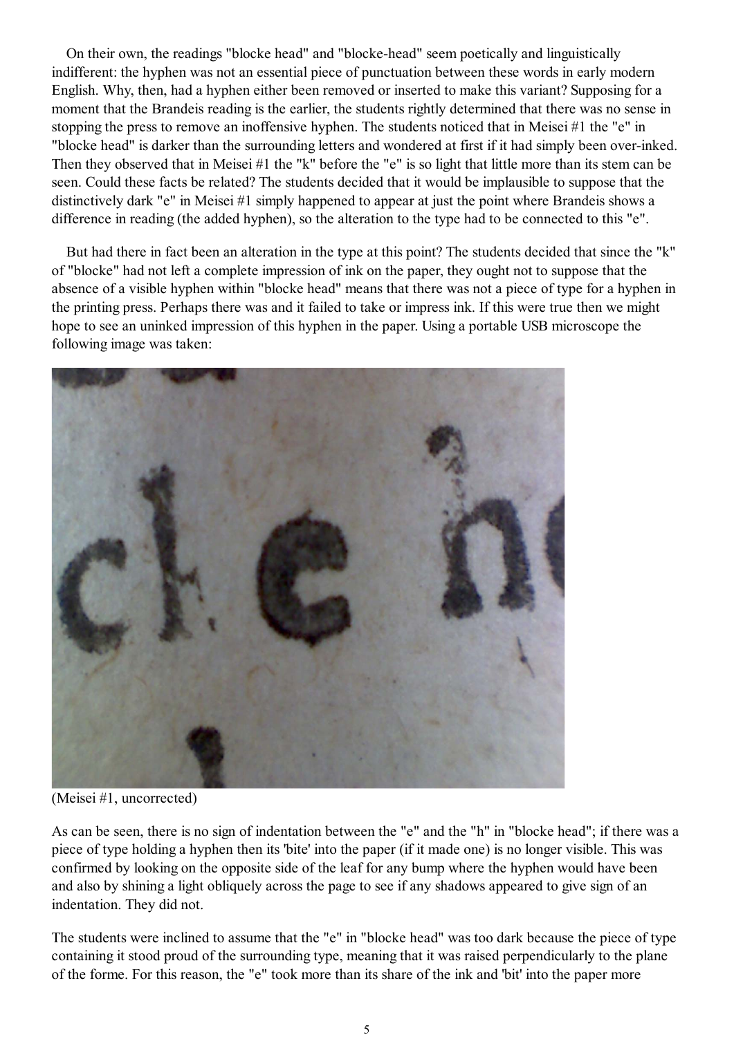On their own, the readings "blocke head" and "blocke-head" seem poetically and linguistically indifferent: the hyphen was not an essential piece of punctuation between these words in early modern English. Why, then, had a hyphen either been removed or inserted to make this variant? Supposing for a moment that the Brandeis reading is the earlier, the students rightly determined that there was no sense in stopping the press to remove an inoffensive hyphen. The students noticed that in Meisei #1 the "e" in "blocke head" is darker than the surrounding letters and wondered at first if it had simply been over-inked. Then they observed that in Meisei #1 the "k" before the "e" is so light that little more than its stem can be seen. Could these facts be related? The students decided that it would be implausible to suppose that the distinctively dark "e" in Meisei #1 simply happened to appear at just the point where Brandeis shows a difference in reading (the added hyphen), so the alteration to the type had to be connected to this "e".

But had there in fact been an alteration in the type at this point? The students decided that since the "k" of "blocke" had not left a complete impression of ink on the paper, they ought not to suppose that the absence of a visible hyphen within "blocke head" means that there was not a piece of type for a hyphen in the printing press. Perhaps there was and it failed to take or impress ink. If this were true then we might hope to see an uninked impression of this hyphen in the paper. Using a portable USB microscope the following image was taken:

(Meisei #1, uncorrected)

As can be seen, there is no sign of indentation between the "e" and the "h" in "blocke head"; if there was a piece of type holding a hyphen then its 'bite' into the paper (if it made one) is no longer visible. This was confirmed by looking on the opposite side of the leaf for any bump where the hyphen would have been and also by shining a light obliquely across the page to see if any shadows appeared to give sign of an indentation. They did not.

The students were inclined to assume that the "e" in "blocke head" was too dark because the piece of type containing it stood proud of the surrounding type, meaning that it was raised perpendicularly to the plane of the forme. For this reason, the "e" took more than its share of the ink and 'bit' into the paper more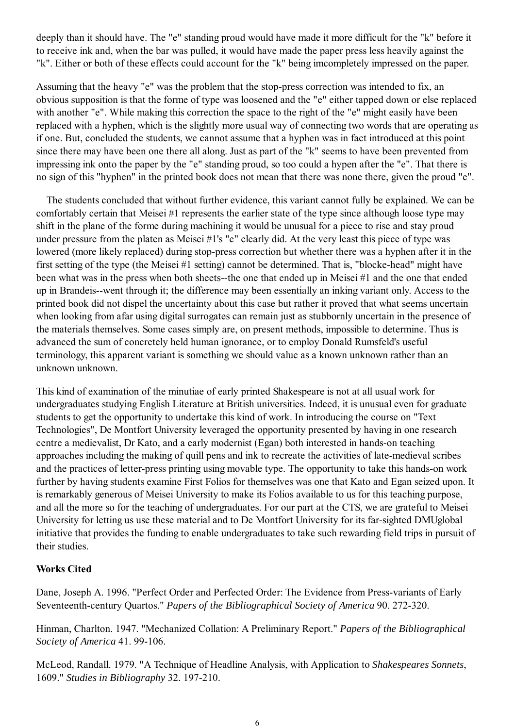deeply than it should have. The "e" standing proud would have made it more difficult for the "k" before it to receive ink and, when the bar was pulled, it would have made the paper press less heavily against the "k". Either or both of these effects could account for the "k" being imcompletely impressed on the paper.

Assuming that the heavy "e" was the problem that the stop-press correction was intended to fix, an obvious supposition is that the forme of type was loosened and the "e" either tapped down or else replaced with another "e". While making this correction the space to the right of the "e" might easily have been replaced with a hyphen, which is the slightly more usual way of connecting two words that are operating as if one. But, concluded the students, we cannot assume that a hyphen was in fact introduced at this point since there may have been one there all along. Just as part of the "k" seems to have been prevented from impressing ink onto the paper by the "e" standing proud, so too could a hypen after the "e". That there is no sign of this "hyphen" in the printed book does not mean that there was none there, given the proud "e".

The students concluded that without further evidence, this variant cannot fully be explained. We can be comfortably certain that Meisei #1 represents the earlier state of the type since although loose type may shift in the plane of the forme during machining it would be unusual for a piece to rise and stay proud under pressure from the platen as Meisei #1's "e" clearly did. At the very least this piece of type was lowered (more likely replaced) during stop-press correction but whether there was a hyphen after it in the first setting of the type (the Meisei #1 setting) cannot be determined. That is, "blocke-head" might have been what was in the press when both sheets--the one that ended up in Meisei #1 and the one that ended up in Brandeis--went through it; the difference may been essentially an inking variant only. Access to the printed book did not dispel the uncertainty about this case but rather it proved that what seems uncertain when looking from afar using digital surrogates can remain just as stubbornly uncertain in the presence of the materials themselves. Some cases simply are, on present methods, impossible to determine. Thus is advanced the sum of concretely held human ignorance, or to employ Donald Rumsfeld's useful terminology, this apparent variant is something we should value as a known unknown rather than an unknown unknown.

This kind of examination of the minutiae of early printed Shakespeare is not at all usual work for undergraduates studying English Literature at British universities. Indeed, it is unusual even for graduate students to get the opportunity to undertake this kind of work. In introducing the course on "Text Technologies", De Montfort University leveraged the opportunity presented by having in one research centre a medievalist, Dr Kato, and a early modernist (Egan) both interested in hands-on teaching approaches including the making of quill pens and ink to recreate the activities of late-medieval scribes and the practices of letter-press printing using movable type. The opportunity to take this hands-on work further by having students examine First Folios for themselves was one that Kato and Egan seized upon. It is remarkably generous of Meisei University to make its Folios available to us for this teaching purpose, and all the more so for the teaching of undergraduates. For our part at the CTS, we are grateful to Meisei University for letting us use these material and to De Montfort University for its far-sighted DMUglobal initiative that provides the funding to enable undergraduates to take such rewarding field trips in pursuit of their studies.

**Works Cited**

Dane, Joseph A. 1996. "Perfect Order and Perfected Order: The Evidence from Press-variants of Early Seventeenth-century Quartos." *Papers of the Bibliographical Society of America* 90. 272-320.

Hinman, Charlton. 1947. "Mechanized Collation: A Preliminary Report." *Papers of the Bibliographical Society of America* 41. 99-106.

McLeod, Randall. 1979. "A Technique of Headline Analysis, with Application to *Shakespeares Sonnets*, 1609." *Studies in Bibliography* 32. 197-210.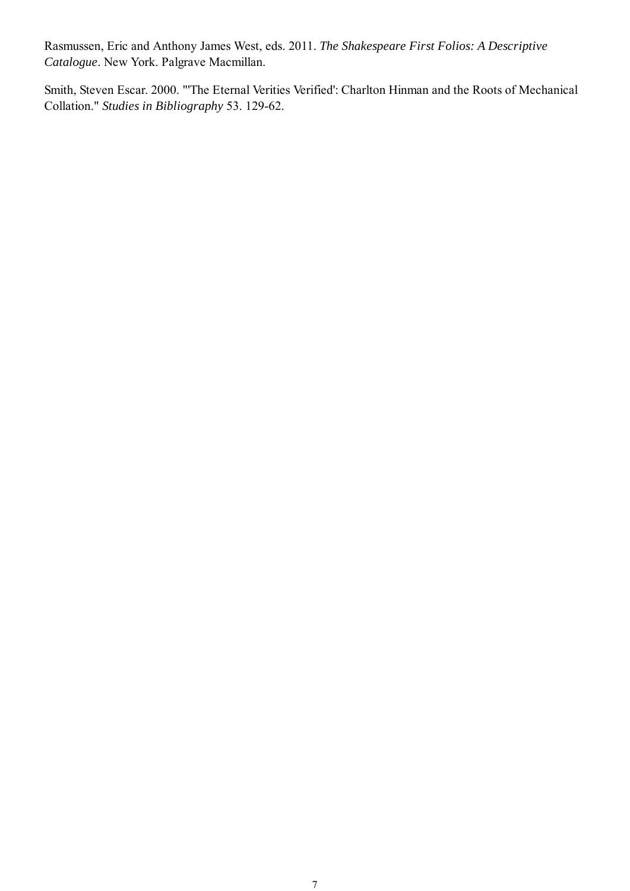Rasmussen, Eric and Anthony James West, eds. 2011. *The Shakespeare First Folios: A Descriptive Catalogue*. New York. Palgrave Macmillan.

Smith, Steven Escar. 2000. "'The Eternal Verities Verified': Charlton Hinman and the Roots of Mechanical Collation." *Studies in Bibliography* 53. 129-62.